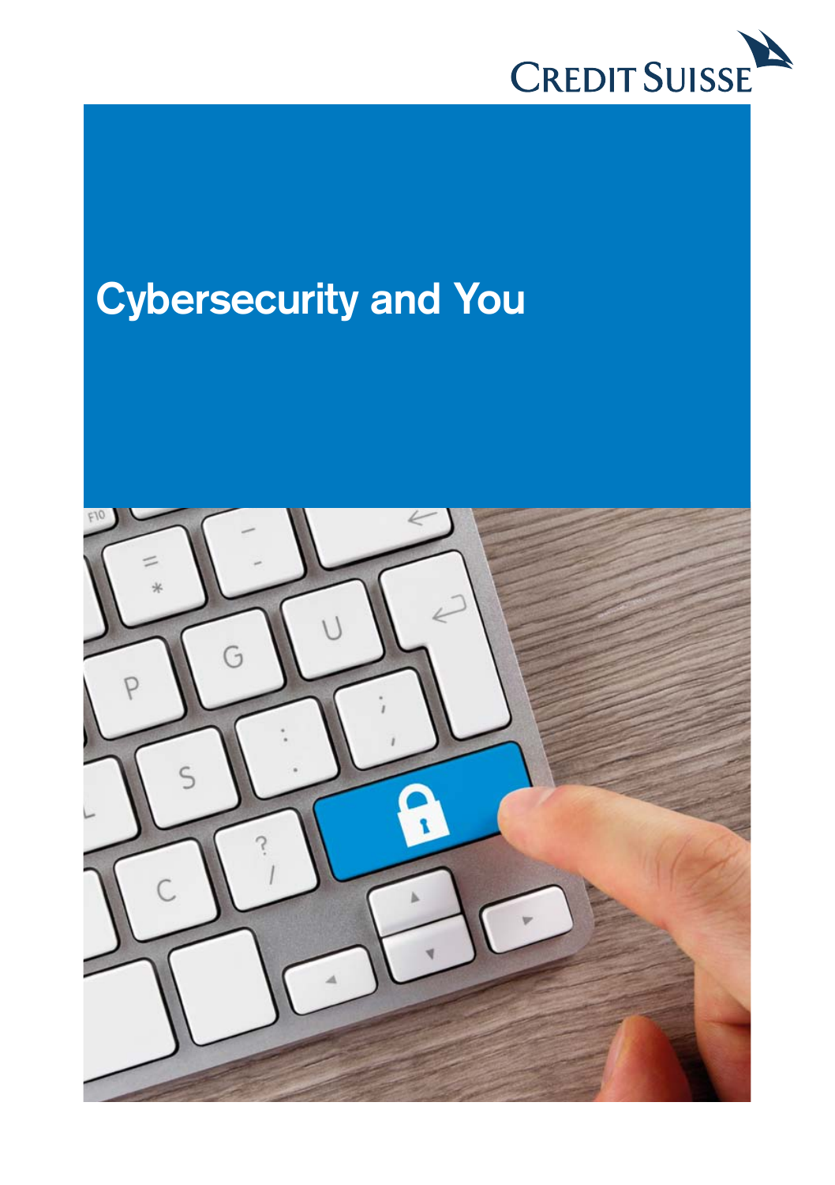CREDIT SUISSE

# Cybersecurity and You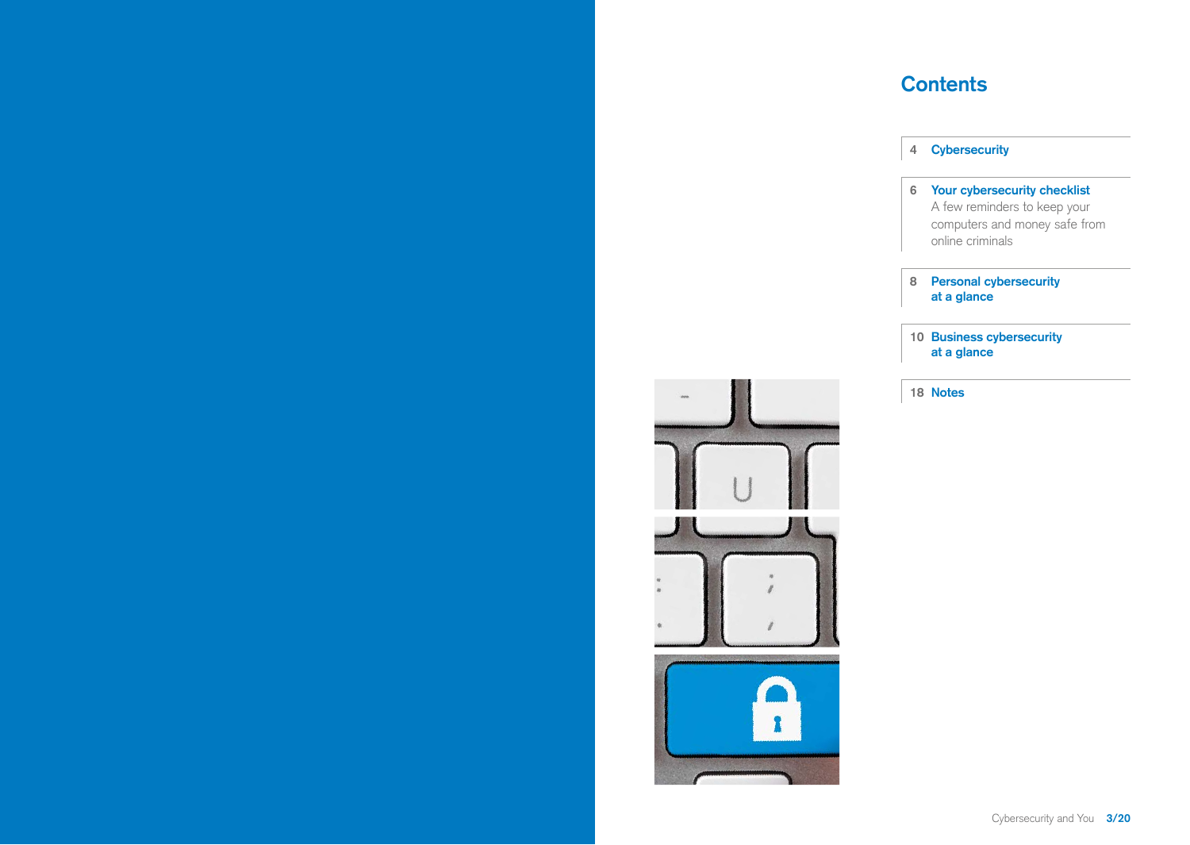# Contents

| | |
|---|---|
| 4 | **Cybersecurity** |
| 6 | **Your cybersecurity checklist** A few reminders to keep your computers and money safe from online criminals |
| 8 | **Personal cybersecurity at a glance** |
| 10 | **Business cybersecurity at a glance** |
| 18 | **Notes** |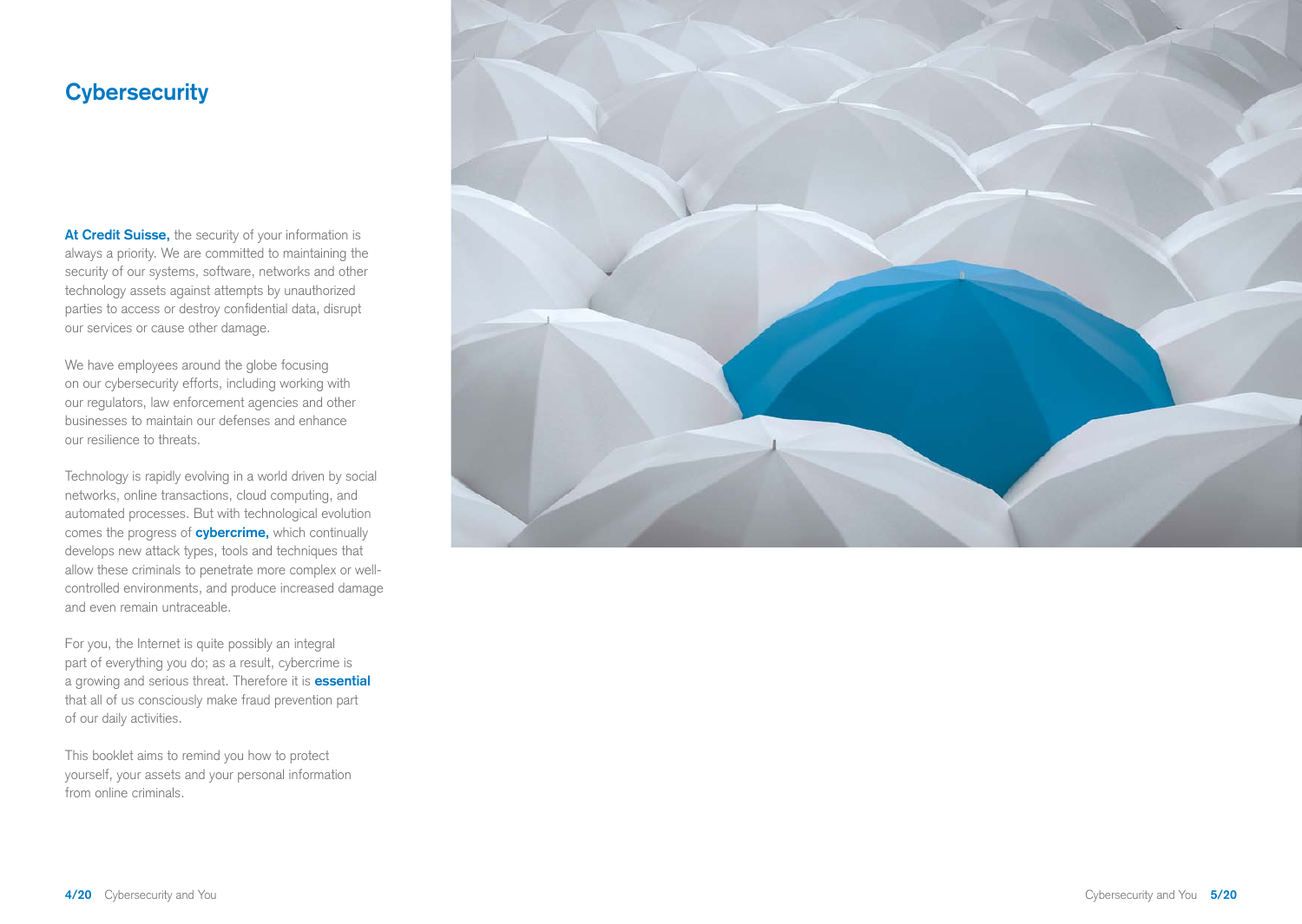# Cybersecurity

**At Credit Suisse,** the security of your information is always a priority. We are committed to maintaining the security of our systems, software, networks and other technology assets against attempts by unauthorized parties to access or destroy confidential data, disrupt our services or cause other damage.

We have employees around the globe focusing on our cybersecurity efforts, including working with our regulators, law enforcement agencies and other businesses to maintain our defenses and enhance our resilience to threats.

Technology is rapidly evolving in a world driven by social networks, online transactions, cloud computing, and automated processes. But with technological evolution comes the progress of **cybercrime,** which continually develops new attack types, tools and techniques that allow these criminals to penetrate more complex or well-controlled environments, and produce increased damage and even remain untraceable.

For you, the Internet is quite possibly an integral part of everything you do; as a result, cybercrime is a growing and serious threat. Therefore it is **essential** that all of us consciously make fraud prevention part of our daily activities.

This booklet aims to remind you how to protect yourself, your assets and your personal information from online criminals.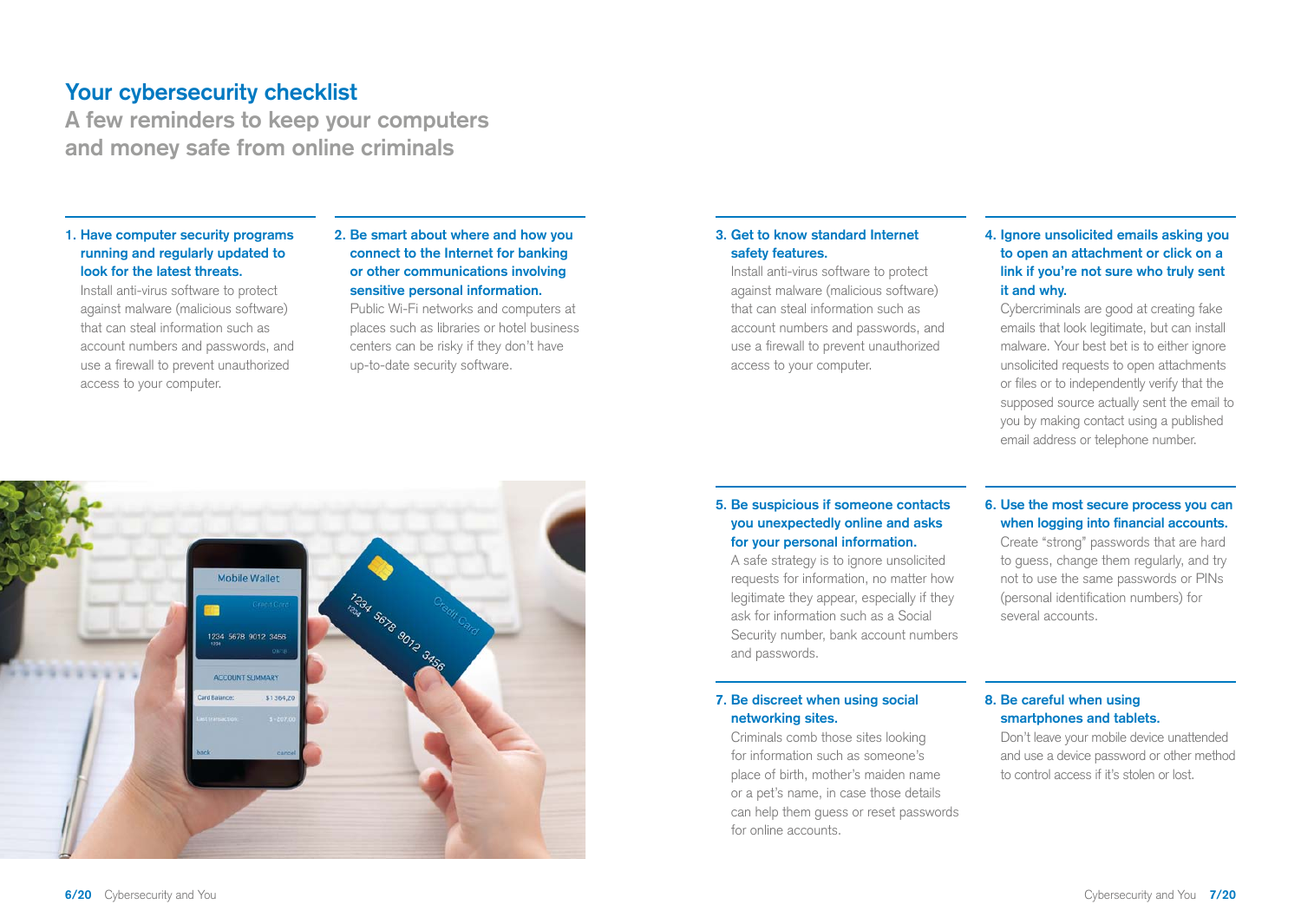# Your cybersecurity checklist

## A few reminders to keep your computers and money safe from online criminals

**1. Have computer security programs running and regularly updated to look for the latest threats.**
Install anti-virus software to protect against malware (malicious software) that can steal information such as account numbers and passwords, and use a firewall to prevent unauthorized access to your computer.

**2. Be smart about where and how you connect to the Internet for banking or other communications involving sensitive personal information.**
Public Wi-Fi networks and computers at places such as libraries or hotel business centers can be risky if they don't have up-to-date security software.

**3. Get to know standard Internet safety features.**
Install anti-virus software to protect against malware (malicious software) that can steal information such as account numbers and passwords, and use a firewall to prevent unauthorized access to your computer.

**4. Ignore unsolicited emails asking you to open an attachment or click on a link if you're not sure who truly sent it and why.**
Cybercriminals are good at creating fake emails that look legitimate, but can install malware. Your best bet is to either ignore unsolicited requests to open attachments or files or to independently verify that the supposed source actually sent the email to you by making contact using a published email address or telephone number.

**5. Be suspicious if someone contacts you unexpectedly online and asks for your personal information.**
A safe strategy is to ignore unsolicited requests for information, no matter how legitimate they appear, especially if they ask for information such as a Social Security number, bank account numbers and passwords.

**6. Use the most secure process you can when logging into financial accounts.**
Create "strong" passwords that are hard to guess, change them regularly, and try not to use the same passwords or PINs (personal identification numbers) for several accounts.

**7. Be discreet when using social networking sites.**
Criminals comb those sites looking for information such as someone's place of birth, mother's maiden name or a pet's name, in case those details can help them guess or reset passwords for online accounts.

**8. Be careful when using smartphones and tablets.**
Don't leave your mobile device unattended and use a device password or other method to control access if it's stolen or lost.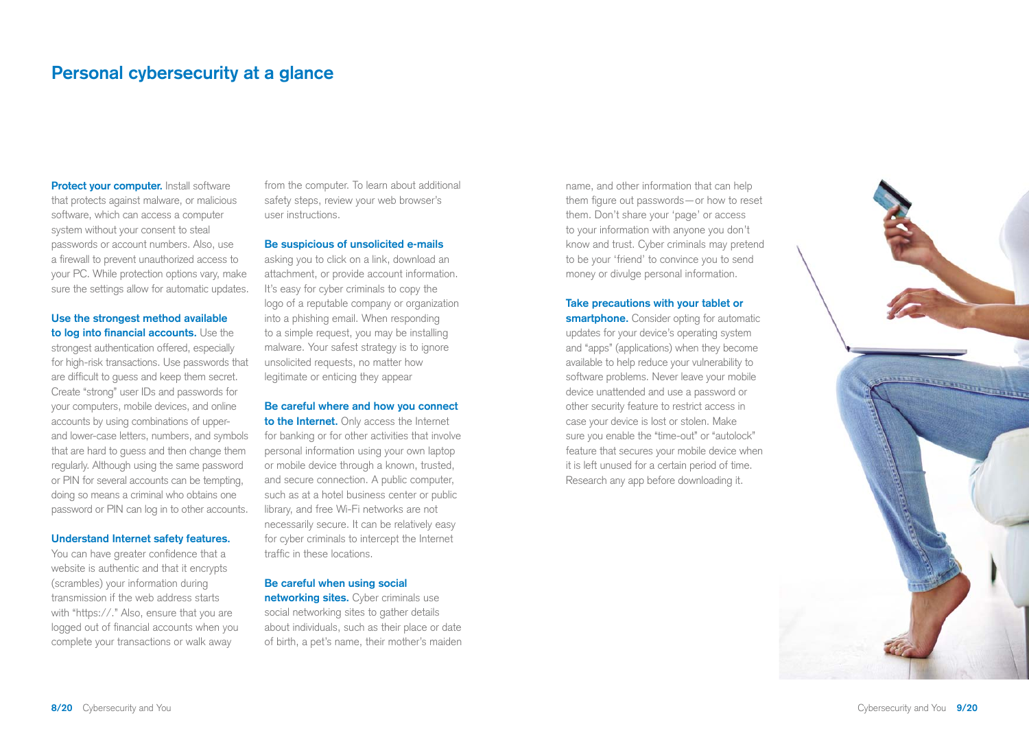## Personal cybersecurity at a glance

**Protect your computer.** Install software that protects against malware, or malicious software, which can access a computer system without your consent to steal passwords or account numbers. Also, use a firewall to prevent unauthorized access to your PC. While protection options vary, make sure the settings allow for automatic updates.

**Use the strongest method available to log into financial accounts.** Use the strongest authentication offered, especially for high-risk transactions. Use passwords that are difficult to guess and keep them secret. Create "strong" user IDs and passwords for your computers, mobile devices, and online accounts by using combinations of upper- and lower-case letters, numbers, and symbols that are hard to guess and then change them regularly. Although using the same password or PIN for several accounts can be tempting, doing so means a criminal who obtains one password or PIN can log in to other accounts.

**Understand Internet safety features.** You can have greater confidence that a website is authentic and that it encrypts (scrambles) your information during transmission if the web address starts with "https://." Also, ensure that you are logged out of financial accounts when you complete your transactions or walk away from the computer. To learn about additional safety steps, review your web browser's user instructions.

**Be suspicious of unsolicited e-mails** asking you to click on a link, download an attachment, or provide account information. It's easy for cyber criminals to copy the logo of a reputable company or organization into a phishing email. When responding to a simple request, you may be installing malware. Your safest strategy is to ignore unsolicited requests, no matter how legitimate or enticing they appear

**Be careful where and how you connect to the Internet.** Only access the Internet for banking or for other activities that involve personal information using your own laptop or mobile device through a known, trusted, and secure connection. A public computer, such as at a hotel business center or public library, and free Wi-Fi networks are not necessarily secure. It can be relatively easy for cyber criminals to intercept the Internet traffic in these locations.

**Be careful when using social networking sites.** Cyber criminals use social networking sites to gather details about individuals, such as their place or date of birth, a pet's name, their mother's maiden name, and other information that can help them figure out passwords—or how to reset them. Don't share your 'page' or access to your information with anyone you don't know and trust. Cyber criminals may pretend to be your 'friend' to convince you to send money or divulge personal information.

**Take precautions with your tablet or smartphone.** Consider opting for automatic updates for your device's operating system and "apps" (applications) when they become available to help reduce your vulnerability to software problems. Never leave your mobile device unattended and use a password or other security feature to restrict access in case your device is lost or stolen. Make sure you enable the "time-out" or "autolock" feature that secures your mobile device when it is left unused for a certain period of time. Research any app before downloading it.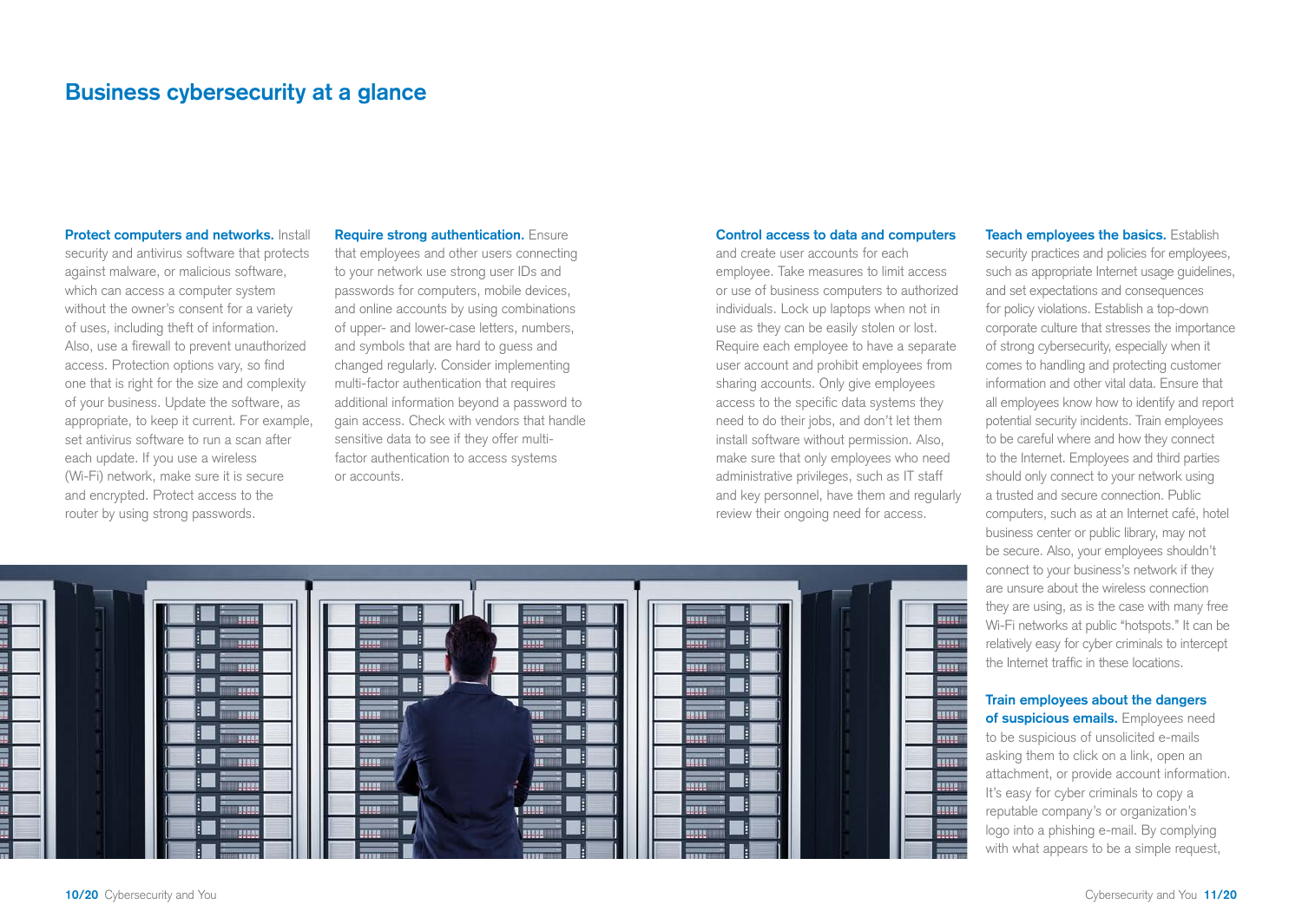## Business cybersecurity at a glance

**Protect computers and networks.** Install security and antivirus software that protects against malware, or malicious software, which can access a computer system without the owner's consent for a variety of uses, including theft of information. Also, use a firewall to prevent unauthorized access. Protection options vary, so find one that is right for the size and complexity of your business. Update the software, as appropriate, to keep it current. For example, set antivirus software to run a scan after each update. If you use a wireless (Wi-Fi) network, make sure it is secure and encrypted. Protect access to the router by using strong passwords.

**Require strong authentication.** Ensure that employees and other users connecting to your network use strong user IDs and passwords for computers, mobile devices, and online accounts by using combinations of upper- and lower-case letters, numbers, and symbols that are hard to guess and changed regularly. Consider implementing multi-factor authentication that requires additional information beyond a password to gain access. Check with vendors that handle sensitive data to see if they offer multi-factor authentication to access systems or accounts.

**Control access to data and computers** and create user accounts for each employee. Take measures to limit access or use of business computers to authorized individuals. Lock up laptops when not in use as they can be easily stolen or lost. Require each employee to have a separate user account and prohibit employees from sharing accounts. Only give employees access to the specific data systems they need to do their jobs, and don't let them install software without permission. Also, make sure that only employees who need administrative privileges, such as IT staff and key personnel, have them and regularly review their ongoing need for access.

**Teach employees the basics.** Establish security practices and policies for employees, such as appropriate Internet usage guidelines, and set expectations and consequences for policy violations. Establish a top-down corporate culture that stresses the importance of strong cybersecurity, especially when it comes to handling and protecting customer information and other vital data. Ensure that all employees know how to identify and report potential security incidents. Train employees to be careful where and how they connect to the Internet. Employees and third parties should only connect to your network using a trusted and secure connection. Public computers, such as at an Internet café, hotel business center or public library, may not be secure. Also, your employees shouldn't connect to your business's network if they are unsure about the wireless connection they are using, as is the case with many free Wi-Fi networks at public "hotspots." It can be relatively easy for cyber criminals to intercept the Internet traffic in these locations.

**Train employees about the dangers of suspicious emails.** Employees need to be suspicious of unsolicited e-mails asking them to click on a link, open an attachment, or provide account information. It's easy for cyber criminals to copy a reputable company's or organization's logo into a phishing e-mail. By complying with what appears to be a simple request,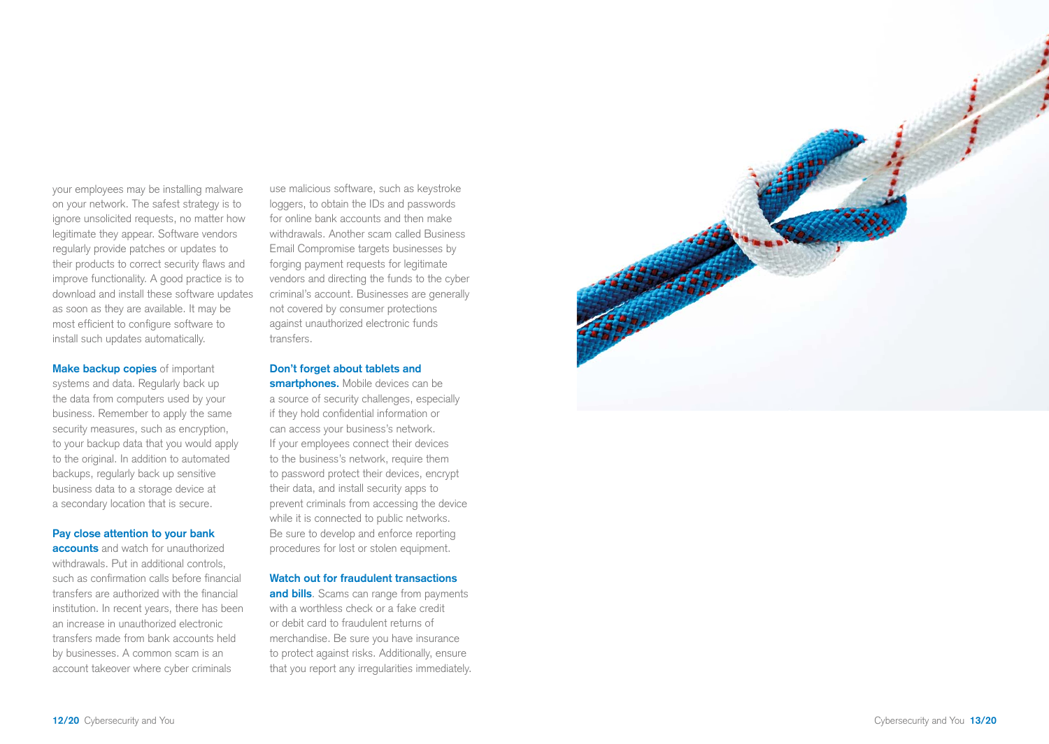your employees may be installing malware on your network. The safest strategy is to ignore unsolicited requests, no matter how legitimate they appear. Software vendors regularly provide patches or updates to their products to correct security flaws and improve functionality. A good practice is to download and install these software updates as soon as they are available. It may be most efficient to configure software to install such updates automatically.

**Make backup copies** of important systems and data. Regularly back up the data from computers used by your business. Remember to apply the same security measures, such as encryption, to your backup data that you would apply to the original. In addition to automated backups, regularly back up sensitive business data to a storage device at a secondary location that is secure.

**Pay close attention to your bank accounts** and watch for unauthorized withdrawals. Put in additional controls, such as confirmation calls before financial transfers are authorized with the financial institution. In recent years, there has been an increase in unauthorized electronic transfers made from bank accounts held by businesses. A common scam is an account takeover where cyber criminals use malicious software, such as keystroke loggers, to obtain the IDs and passwords for online bank accounts and then make withdrawals. Another scam called Business Email Compromise targets businesses by forging payment requests for legitimate vendors and directing the funds to the cyber criminal's account. Businesses are generally not covered by consumer protections against unauthorized electronic funds transfers.

**Don't forget about tablets and smartphones.** Mobile devices can be a source of security challenges, especially if they hold confidential information or can access your business's network. If your employees connect their devices to the business's network, require them to password protect their devices, encrypt their data, and install security apps to prevent criminals from accessing the device while it is connected to public networks. Be sure to develop and enforce reporting procedures for lost or stolen equipment.

**Watch out for fraudulent transactions and bills**. Scams can range from payments with a worthless check or a fake credit or debit card to fraudulent returns of merchandise. Be sure you have insurance to protect against risks. Additionally, ensure that you report any irregularities immediately.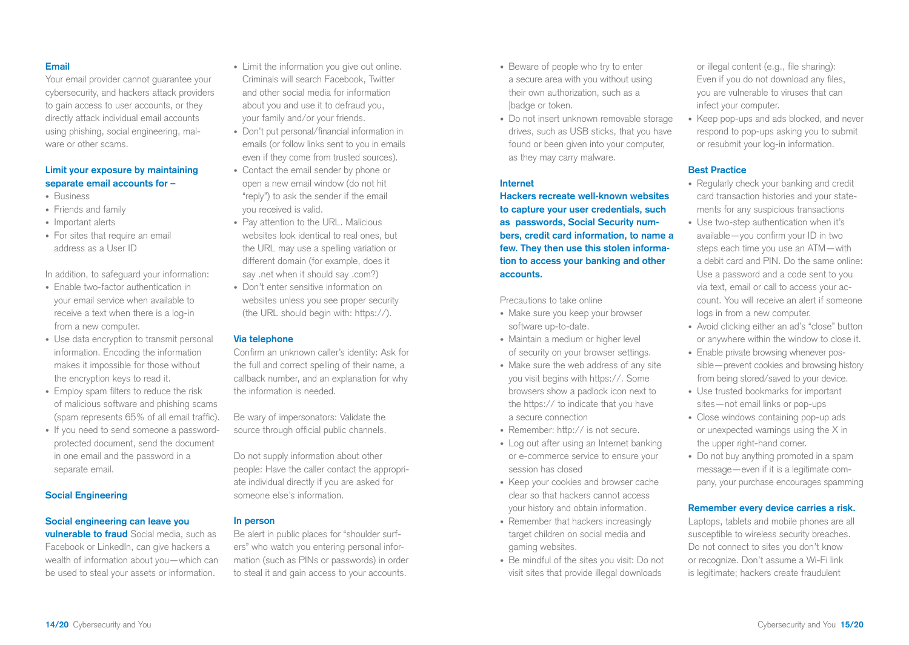## Email

Your email provider cannot guarantee your cybersecurity, and hackers attack providers to gain access to user accounts, or they directly attack individual email accounts using phishing, social engineering, malware or other scams.

**Limit your exposure by maintaining separate email accounts for –**

- Business
- Friends and family
- Important alerts
- For sites that require an email address as a User ID

In addition, to safeguard your information:

- Enable two-factor authentication in your email service when available to receive a text when there is a log-in from a new computer.
- Use data encryption to transmit personal information. Encoding the information makes it impossible for those without the encryption keys to read it.
- Employ spam filters to reduce the risk of malicious software and phishing scams (spam represents 65% of all email traffic).
- If you need to send someone a password-protected document, send the document in one email and the password in a separate email.

## Social Engineering

**Social engineering can leave you vulnerable to fraud** Social media, such as Facebook or LinkedIn, can give hackers a wealth of information about you—which can be used to steal your assets or information.

- Limit the information you give out online. Criminals will search Facebook, Twitter and other social media for information about you and use it to defraud you, your family and/or your friends.
- Don't put personal/financial information in emails (or follow links sent to you in emails even if they come from trusted sources).
- Contact the email sender by phone or open a new email window (do not hit "reply") to ask the sender if the email you received is valid.
- Pay attention to the URL. Malicious websites look identical to real ones, but the URL may use a spelling variation or different domain (for example, does it say .net when it should say .com?)
- Don't enter sensitive information on websites unless you see proper security (the URL should begin with: https://).

### Via telephone

Confirm an unknown caller's identity: Ask for the full and correct spelling of their name, a callback number, and an explanation for why the information is needed.

Be wary of impersonators: Validate the source through official public channels.

Do not supply information about other people: Have the caller contact the appropriate individual directly if you are asked for someone else's information.

### In person

Be alert in public places for "shoulder surfers" who watch you entering personal information (such as PINs or passwords) in order to steal it and gain access to your accounts.

- Beware of people who try to enter a secure area with you without using their own authorization, such as a |badge or token.
- Do not insert unknown removable storage drives, such as USB sticks, that you have found or been given into your computer, as they may carry malware.

## Internet

**Hackers recreate well-known websites to capture your user credentials, such as passwords, Social Security numbers, credit card information, to name a few. They then use this stolen information to access your banking and other accounts.**

Precautions to take online

- Make sure you keep your browser software up-to-date.
- Maintain a medium or higher level of security on your browser settings.
- Make sure the web address of any site you visit begins with https://. Some browsers show a padlock icon next to the https:// to indicate that you have a secure connection
- Remember: http:// is not secure.
- Log out after using an Internet banking or e-commerce service to ensure your session has closed
- Keep your cookies and browser cache clear so that hackers cannot access your history and obtain information.
- Remember that hackers increasingly target children on social media and gaming websites.
- Be mindful of the sites you visit: Do not visit sites that provide illegal downloads or illegal content (e.g., file sharing): Even if you do not download any files, you are vulnerable to viruses that can infect your computer.
- Keep pop-ups and ads blocked, and never respond to pop-ups asking you to submit or resubmit your log-in information.

### Best Practice

- Regularly check your banking and credit card transaction histories and your statements for any suspicious transactions
- Use two-step authentication when it's available—you confirm your ID in two steps each time you use an ATM—with a debit card and PIN. Do the same online: Use a password and a code sent to you via text, email or call to access your account. You will receive an alert if someone logs in from a new computer.
- Avoid clicking either an ad's "close" button or anywhere within the window to close it.
- Enable private browsing whenever possible—prevent cookies and browsing history from being stored/saved to your device.
- Use trusted bookmarks for important sites—not email links or pop-ups
- Close windows containing pop-up ads or unexpected warnings using the X in the upper right-hand corner.
- Do not buy anything promoted in a spam message—even if it is a legitimate company, your purchase encourages spamming

**Remember every device carries a risk.**

Laptops, tablets and mobile phones are all susceptible to wireless security breaches. Do not connect to sites you don't know or recognize. Don't assume a Wi-Fi link is legitimate; hackers create fraudulent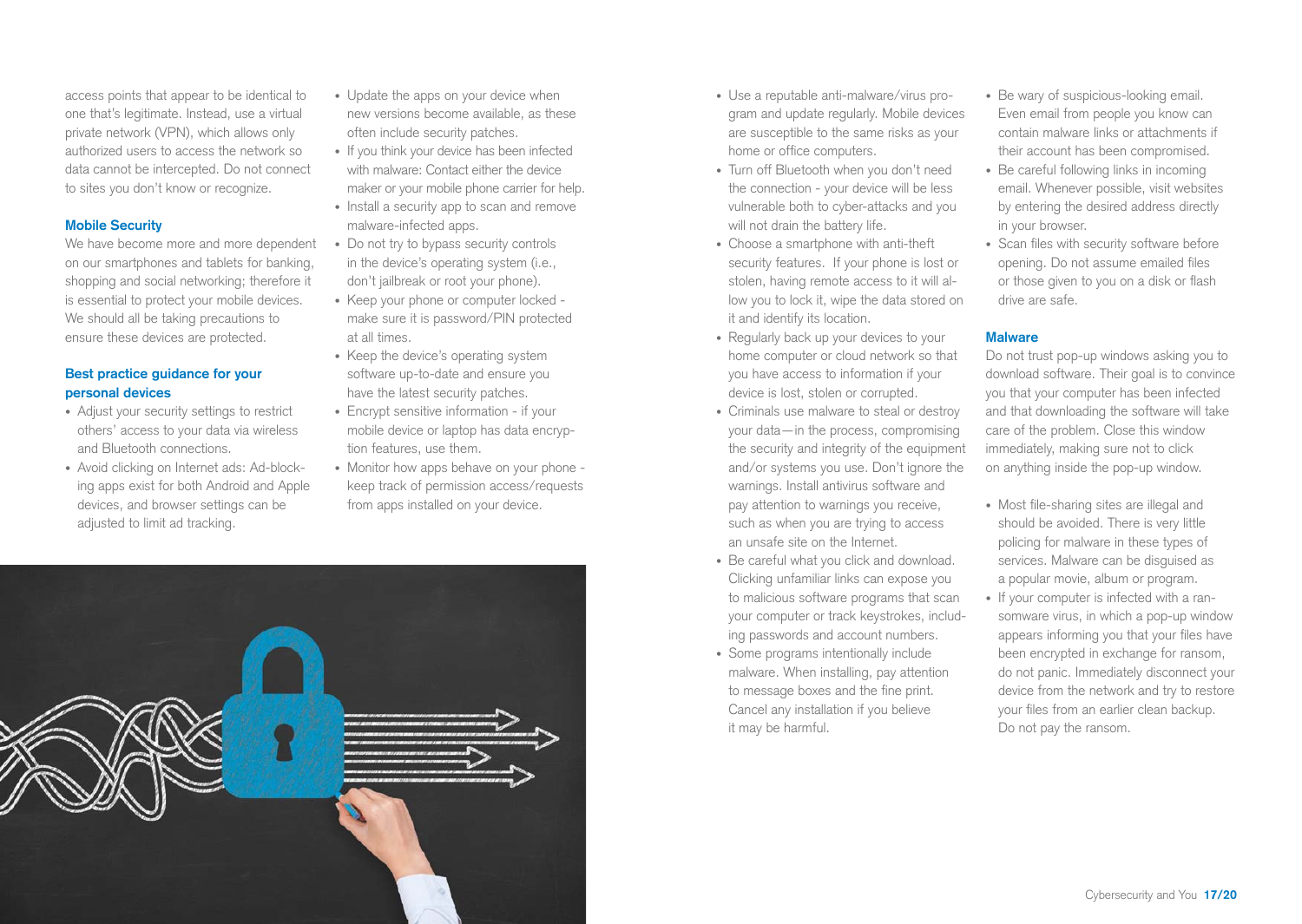access points that appear to be identical to one that's legitimate. Instead, use a virtual private network (VPN), which allows only authorized users to access the network so data cannot be intercepted. Do not connect to sites you don't know or recognize.

## Mobile Security

We have become more and more dependent on our smartphones and tablets for banking, shopping and social networking; therefore it is essential to protect your mobile devices. We should all be taking precautions to ensure these devices are protected.

### Best practice guidance for your personal devices

- Adjust your security settings to restrict others' access to your data via wireless and Bluetooth connections.
- Avoid clicking on Internet ads: Ad-blocking apps exist for both Android and Apple devices, and browser settings can be adjusted to limit ad tracking.
- Update the apps on your device when new versions become available, as these often include security patches.
- If you think your device has been infected with malware: Contact either the device maker or your mobile phone carrier for help.
- Install a security app to scan and remove malware-infected apps.
- Do not try to bypass security controls in the device's operating system (i.e., don't jailbreak or root your phone).
- Keep your phone or computer locked - make sure it is password/PIN protected at all times.
- Keep the device's operating system software up-to-date and ensure you have the latest security patches.
- Encrypt sensitive information - if your mobile device or laptop has data encryption features, use them.
- Monitor how apps behave on your phone - keep track of permission access/requests from apps installed on your device.
- Use a reputable anti-malware/virus program and update regularly. Mobile devices are susceptible to the same risks as your home or office computers.
- Turn off Bluetooth when you don't need the connection - your device will be less vulnerable both to cyber-attacks and you will not drain the battery life.
- Choose a smartphone with anti-theft security features. If your phone is lost or stolen, having remote access to it will allow you to lock it, wipe the data stored on it and identify its location.
- Regularly back up your devices to your home computer or cloud network so that you have access to information if your device is lost, stolen or corrupted.
- Criminals use malware to steal or destroy your data—in the process, compromising the security and integrity of the equipment and/or systems you use. Don't ignore the warnings. Install antivirus software and pay attention to warnings you receive, such as when you are trying to access an unsafe site on the Internet.
- Be careful what you click and download. Clicking unfamiliar links can expose you to malicious software programs that scan your computer or track keystrokes, including passwords and account numbers.
- Some programs intentionally include malware. When installing, pay attention to message boxes and the fine print. Cancel any installation if you believe it may be harmful.
- Be wary of suspicious-looking email. Even email from people you know can contain malware links or attachments if their account has been compromised.
- Be careful following links in incoming email. Whenever possible, visit websites by entering the desired address directly in your browser.
- Scan files with security software before opening. Do not assume emailed files or those given to you on a disk or flash drive are safe.

## Malware

Do not trust pop-up windows asking you to download software. Their goal is to convince you that your computer has been infected and that downloading the software will take care of the problem. Close this window immediately, making sure not to click on anything inside the pop-up window.

- Most file-sharing sites are illegal and should be avoided. There is very little policing for malware in these types of services. Malware can be disguised as a popular movie, album or program.
- If your computer is infected with a ransomware virus, in which a pop-up window appears informing you that your files have been encrypted in exchange for ransom, do not panic. Immediately disconnect your device from the network and try to restore your files from an earlier clean backup. Do not pay the ransom.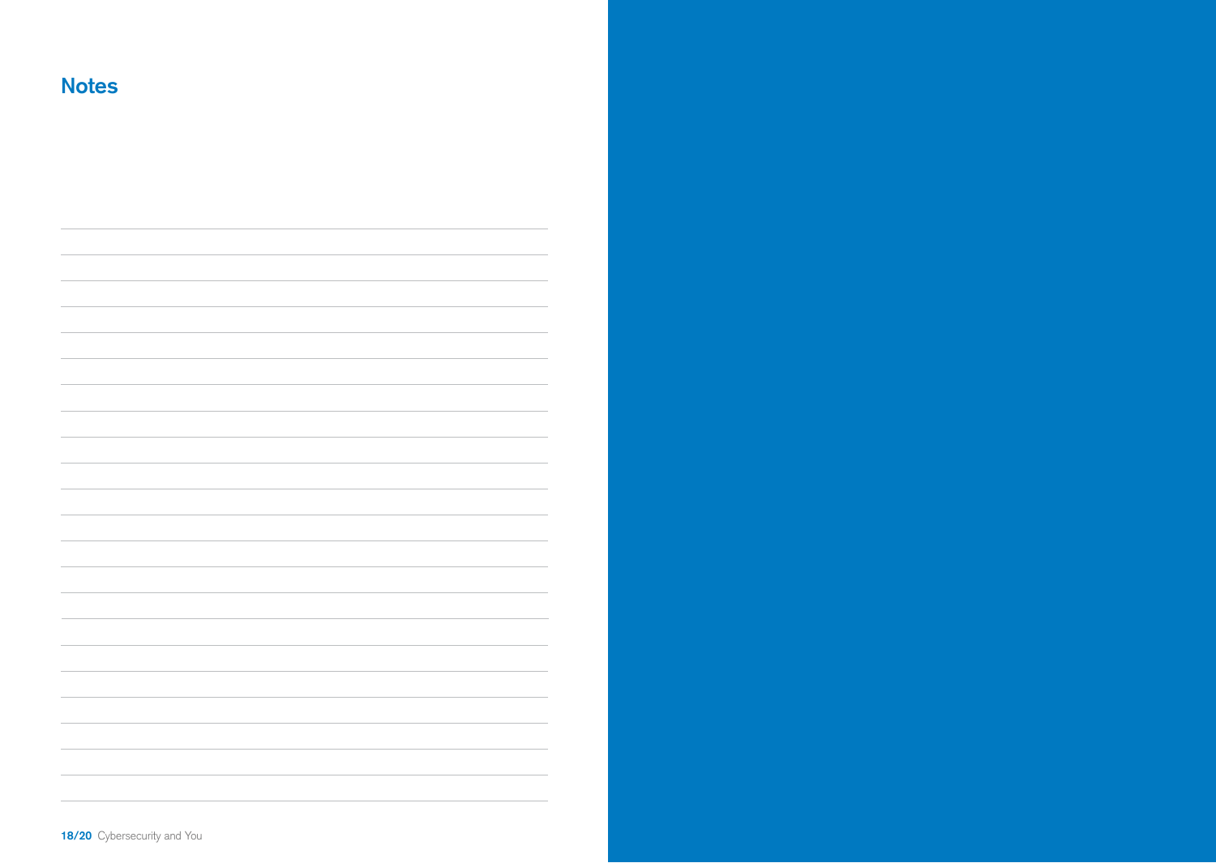## Notes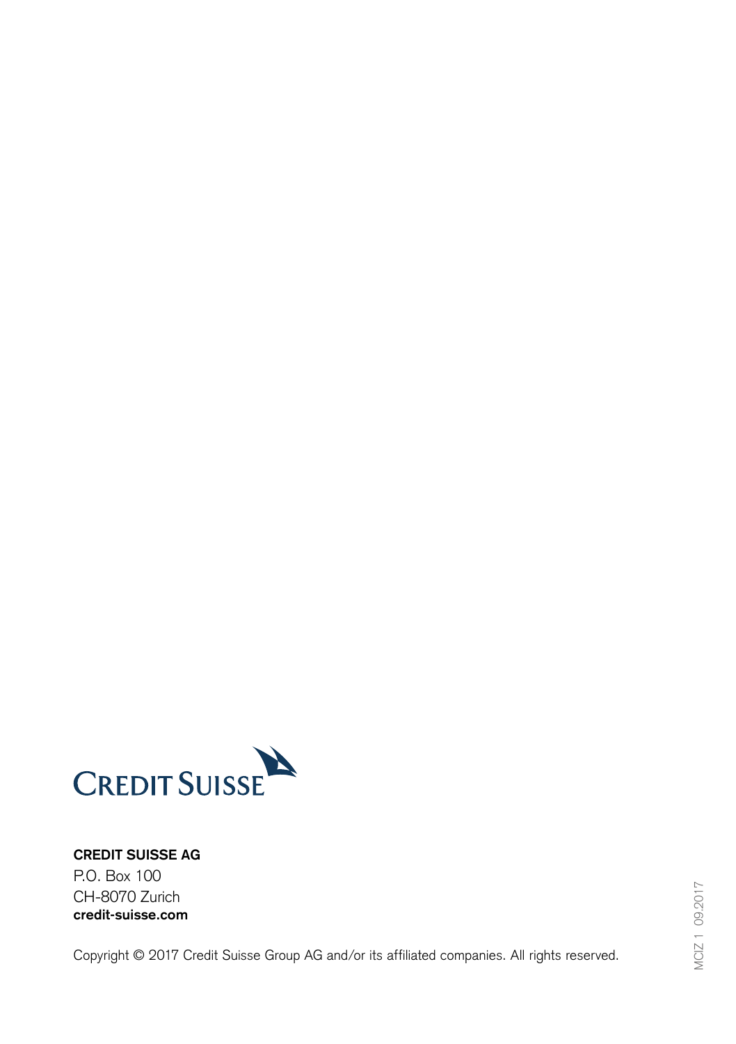CREDIT SUISSE

**CREDIT SUISSE AG**
P.O. Box 100
CH-8070 Zurich
**credit-suisse.com**

Copyright © 2017 Credit Suisse Group AG and/or its affiliated companies. All rights reserved.

MCIZ 1 09.2017